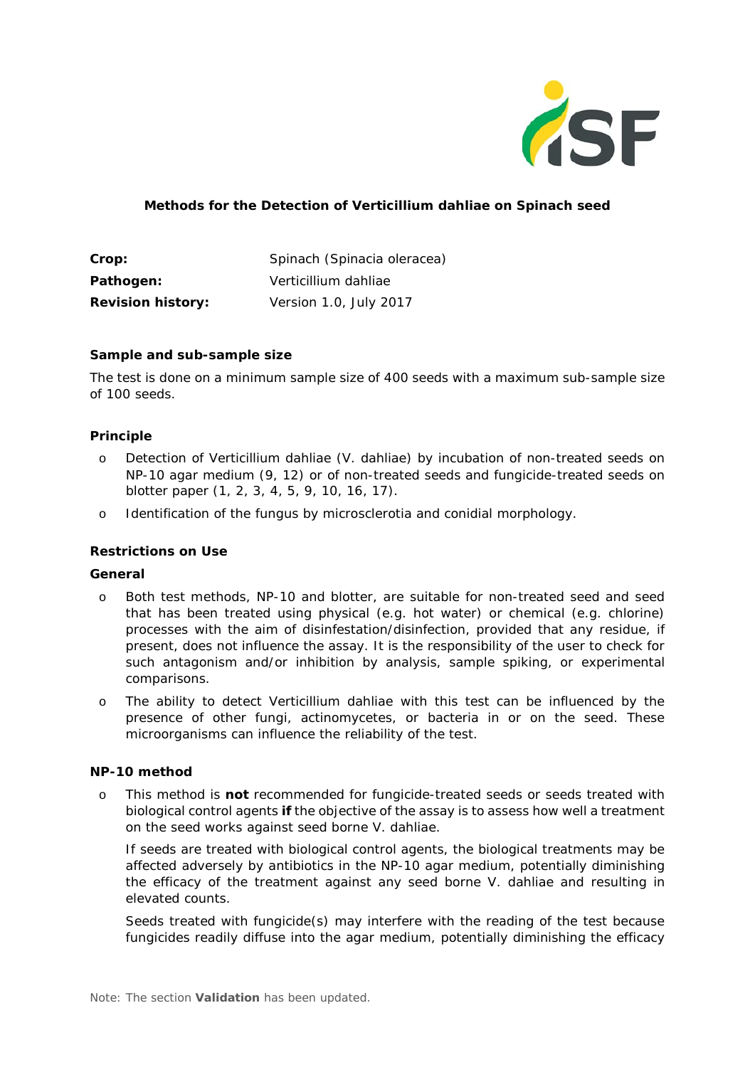**Methods for the Detection of Verticillium dahliae on Spinach seed**

| | |
|---|---|
| **Crop:** | Spinach (Spinacia oleracea) |
| **Pathogen:** | Verticillium dahliae |
| **Revision history:** | Version 1.0, July 2017 |

**Sample and sub-sample size**

The test is done on a minimum sample size of 400 seeds with a maximum sub-sample size of 100 seeds.

**Principle**

- Detection of Verticillium dahliae (V. dahliae) by incubation of non-treated seeds on NP-10 agar medium (9, 12) or of non-treated seeds and fungicide-treated seeds on blotter paper (1, 2, 3, 4, 5, 9, 10, 16, 17).
- Identification of the fungus by microsclerotia and conidial morphology.

**Restrictions on Use**

**General**

- Both test methods, NP-10 and blotter, are suitable for non-treated seed and seed that has been treated using physical (e.g. hot water) or chemical (e.g. chlorine) processes with the aim of disinfestation/disinfection, provided that any residue, if present, does not influence the assay. It is the responsibility of the user to check for such antagonism and/or inhibition by analysis, sample spiking, or experimental comparisons.
- The ability to detect Verticillium dahliae with this test can be influenced by the presence of other fungi, actinomycetes, or bacteria in or on the seed. These microorganisms can influence the reliability of the test.

**NP-10 method**

- This method is **not** recommended for fungicide-treated seeds or seeds treated with biological control agents **if** the objective of the assay is to assess how well a treatment on the seed works against seed borne V. dahliae.

  If seeds are treated with biological control agents, the biological treatments may be affected adversely by antibiotics in the NP-10 agar medium, potentially diminishing the efficacy of the treatment against any seed borne V. dahliae and resulting in elevated counts.

  Seeds treated with fungicide(s) may interfere with the reading of the test because fungicides readily diffuse into the agar medium, potentially diminishing the efficacy

Note: The section **Validation** has been updated.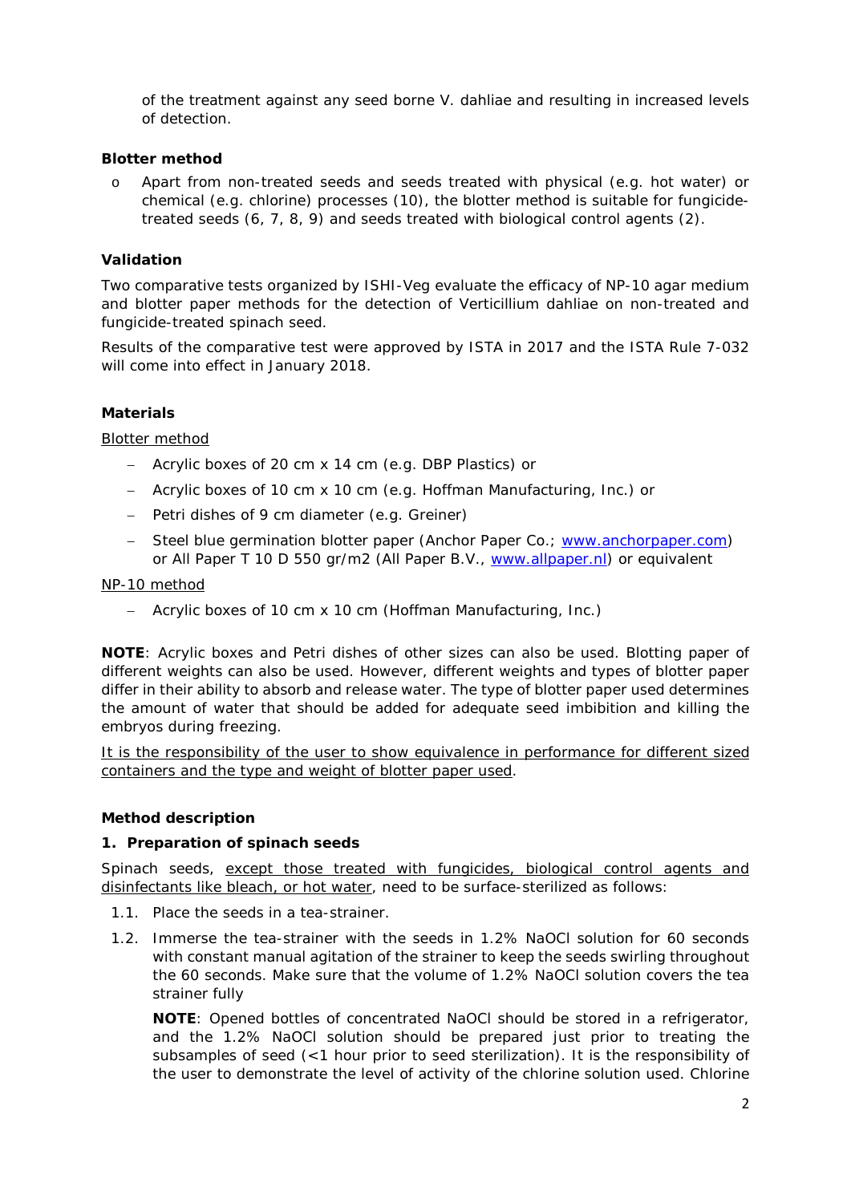of the treatment against any seed borne V. dahliae and resulting in increased levels of detection.

**Blotter method**

- Apart from non-treated seeds and seeds treated with physical (e.g. hot water) or chemical (e.g. chlorine) processes (10), the blotter method is suitable for fungicide-treated seeds (6, 7, 8, 9) and seeds treated with biological control agents (2).

**Validation**

Two comparative tests organized by ISHI-Veg evaluate the efficacy of NP-10 agar medium and blotter paper methods for the detection of Verticillium dahliae on non-treated and fungicide-treated spinach seed.

Results of the comparative test were approved by ISTA in 2017 and the ISTA Rule 7-032 will come into effect in January 2018.

**Materials**

<u>Blotter method</u>

- Acrylic boxes of 20 cm x 14 cm (e.g. DBP Plastics) or
- Acrylic boxes of 10 cm x 10 cm (e.g. Hoffman Manufacturing, Inc.) or
- Petri dishes of 9 cm diameter (e.g. Greiner)
- Steel blue germination blotter paper (Anchor Paper Co.; [www.anchorpaper.com](http://www.anchorpaper.com)) or All Paper T 10 D 550 gr/m2 (All Paper B.V., [www.allpaper.nl](http://www.allpaper.nl)) or equivalent

<u>NP-10 method</u>

- Acrylic boxes of 10 cm x 10 cm (Hoffman Manufacturing, Inc.)

**NOTE**: Acrylic boxes and Petri dishes of other sizes can also be used. Blotting paper of different weights can also be used. However, different weights and types of blotter paper differ in their ability to absorb and release water. The type of blotter paper used determines the amount of water that should be added for adequate seed imbibition and killing the embryos during freezing.

<u>It is the responsibility of the user to show equivalence in performance for different sized containers and the type and weight of blotter paper used</u>.

**Method description**

**1. Preparation of spinach seeds**

Spinach seeds, <u>except those treated with fungicides, biological control agents and disinfectants like bleach, or hot water</u>, need to be surface-sterilized as follows:

1.1. Place the seeds in a tea-strainer.

1.2. Immerse the tea-strainer with the seeds in 1.2% NaOCl solution for 60 seconds with constant manual agitation of the strainer to keep the seeds swirling throughout the 60 seconds. Make sure that the volume of 1.2% NaOCl solution covers the tea strainer fully

**NOTE**: Opened bottles of concentrated NaOCl should be stored in a refrigerator, and the 1.2% NaOCl solution should be prepared just prior to treating the subsamples of seed (<1 hour prior to seed sterilization). It is the responsibility of the user to demonstrate the level of activity of the chlorine solution used. Chlorine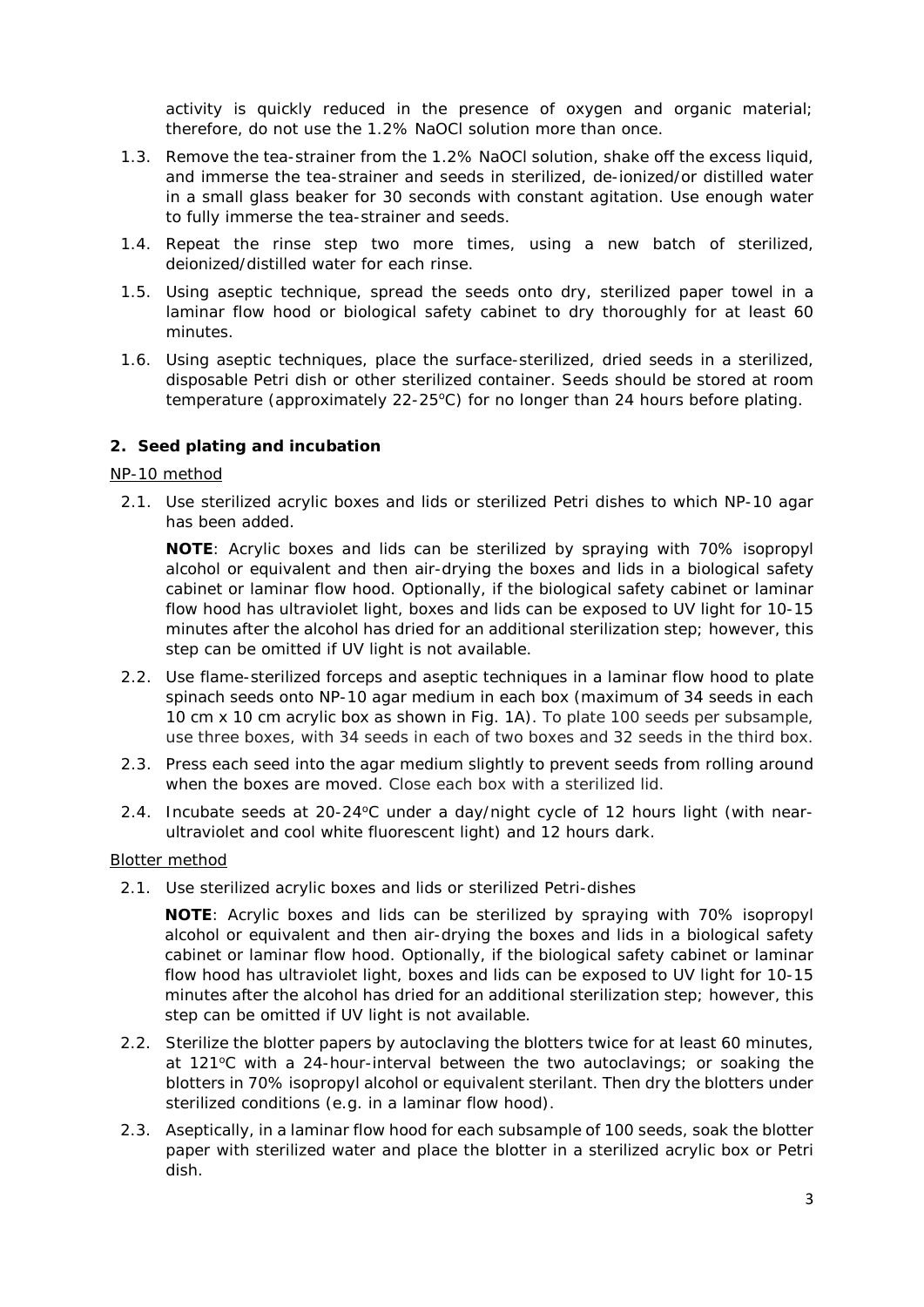activity is quickly reduced in the presence of oxygen and organic material; therefore, do not use the 1.2% NaOCl solution more than once.

1.3. Remove the tea-strainer from the 1.2% NaOCl solution, shake off the excess liquid, and immerse the tea-strainer and seeds in sterilized, de-ionized/or distilled water in a small glass beaker for 30 seconds with constant agitation. Use enough water to fully immerse the tea-strainer and seeds.

1.4. Repeat the rinse step two more times, using a new batch of sterilized, deionized/distilled water for each rinse.

1.5. Using aseptic technique, spread the seeds onto dry, sterilized paper towel in a laminar flow hood or biological safety cabinet to dry thoroughly for at least 60 minutes.

1.6. Using aseptic techniques, place the surface-sterilized, dried seeds in a sterilized, disposable Petri dish or other sterilized container. Seeds should be stored at room temperature (approximately 22-25°C) for no longer than 24 hours before plating.

**2. Seed plating and incubation**

NP-10 method

2.1. Use sterilized acrylic boxes and lids or sterilized Petri dishes to which NP-10 agar has been added.

**NOTE**: Acrylic boxes and lids can be sterilized by spraying with 70% isopropyl alcohol or equivalent and then air-drying the boxes and lids in a biological safety cabinet or laminar flow hood. Optionally, if the biological safety cabinet or laminar flow hood has ultraviolet light, boxes and lids can be exposed to UV light for 10-15 minutes after the alcohol has dried for an additional sterilization step; however, this step can be omitted if UV light is not available.

2.2. Use flame-sterilized forceps and aseptic techniques in a laminar flow hood to plate spinach seeds onto NP-10 agar medium in each box (maximum of 34 seeds in each 10 cm x 10 cm acrylic box as shown in Fig. 1A). To plate 100 seeds per subsample, use three boxes, with 34 seeds in each of two boxes and 32 seeds in the third box.

2.3. Press each seed into the agar medium slightly to prevent seeds from rolling around when the boxes are moved. Close each box with a sterilized lid.

2.4. Incubate seeds at 20-24°C under a day/night cycle of 12 hours light (with near-ultraviolet and cool white fluorescent light) and 12 hours dark.

Blotter method

2.1. Use sterilized acrylic boxes and lids or sterilized Petri-dishes

**NOTE**: Acrylic boxes and lids can be sterilized by spraying with 70% isopropyl alcohol or equivalent and then air-drying the boxes and lids in a biological safety cabinet or laminar flow hood. Optionally, if the biological safety cabinet or laminar flow hood has ultraviolet light, boxes and lids can be exposed to UV light for 10-15 minutes after the alcohol has dried for an additional sterilization step; however, this step can be omitted if UV light is not available.

2.2. Sterilize the blotter papers by autoclaving the blotters twice for at least 60 minutes, at 121°C with a 24-hour-interval between the two autoclavings; or soaking the blotters in 70% isopropyl alcohol or equivalent sterilant. Then dry the blotters under sterilized conditions (e.g. in a laminar flow hood).

2.3. Aseptically, in a laminar flow hood for each subsample of 100 seeds, soak the blotter paper with sterilized water and place the blotter in a sterilized acrylic box or Petri dish.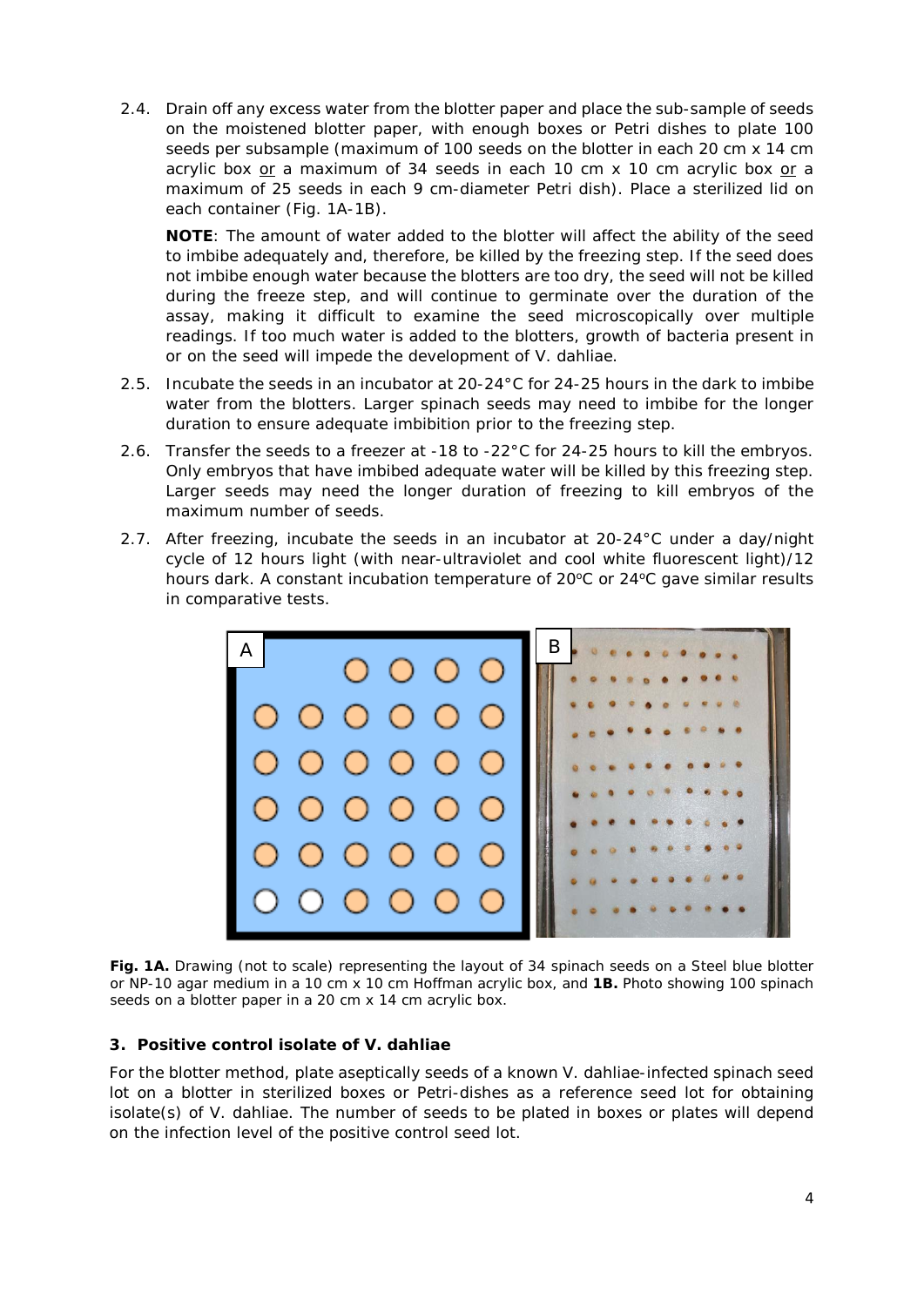2.4. Drain off any excess water from the blotter paper and place the sub-sample of seeds on the moistened blotter paper, with enough boxes or Petri dishes to plate 100 seeds per subsample (maximum of 100 seeds on the blotter in each 20 cm x 14 cm acrylic box or a maximum of 34 seeds in each 10 cm x 10 cm acrylic box or a maximum of 25 seeds in each 9 cm-diameter Petri dish). Place a sterilized lid on each container (Fig. 1A-1B).

**NOTE**: The amount of water added to the blotter will affect the ability of the seed to imbibe adequately and, therefore, be killed by the freezing step. If the seed does not imbibe enough water because the blotters are too dry, the seed will not be killed during the freeze step, and will continue to germinate over the duration of the assay, making it difficult to examine the seed microscopically over multiple readings. If too much water is added to the blotters, growth of bacteria present in or on the seed will impede the development of *V. dahliae*.

2.5. Incubate the seeds in an incubator at 20-24°C for 24-25 hours in the dark to imbibe water from the blotters. Larger spinach seeds may need to imbibe for the longer duration to ensure adequate imbibition prior to the freezing step.

2.6. Transfer the seeds to a freezer at -18 to -22°C for 24-25 hours to kill the embryos. Only embryos that have imbibed adequate water will be killed by this freezing step. Larger seeds may need the longer duration of freezing to kill embryos of the maximum number of seeds.

2.7. After freezing, incubate the seeds in an incubator at 20-24°C under a day/night cycle of 12 hours light (with near-ultraviolet and cool white fluorescent light)/12 hours dark. A constant incubation temperature of 20°C or 24°C gave similar results in comparative tests.

A

B

**Fig. 1A.** Drawing (not to scale) representing the layout of 34 spinach seeds on a Steel blue blotter or NP-10 agar medium in a 10 cm x 10 cm Hoffman acrylic box, and **1B.** Photo showing 100 spinach seeds on a blotter paper in a 20 cm x 14 cm acrylic box.

### 3. Positive control isolate of *V. dahliae*

For the blotter method, plate aseptically seeds of a known *V. dahliae*-infected spinach seed lot on a blotter in sterilized boxes or Petri-dishes as a reference seed lot for obtaining isolate(s) of *V. dahliae*. The number of seeds to be plated in boxes or plates will depend on the infection level of the positive control seed lot.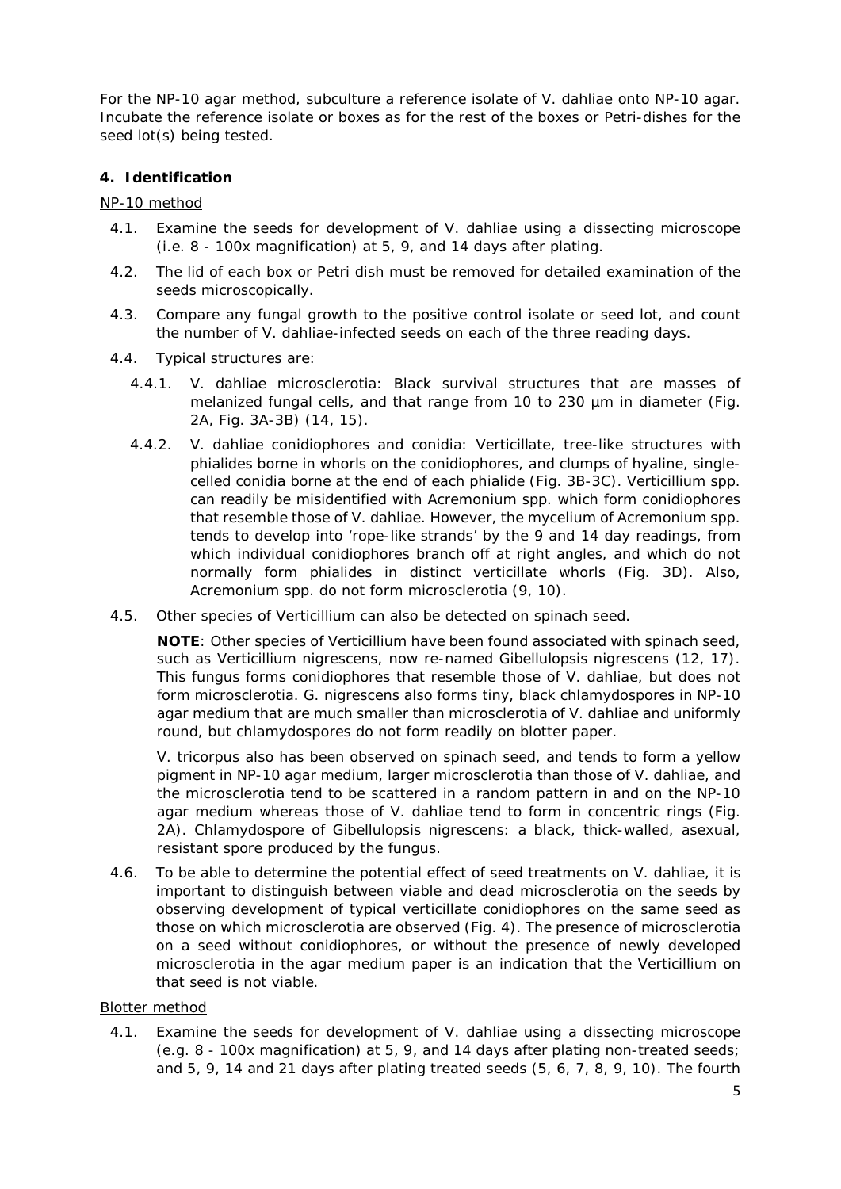For the NP-10 agar method, subculture a reference isolate of V. dahliae onto NP-10 agar. Incubate the reference isolate or boxes as for the rest of the boxes or Petri-dishes for the seed lot(s) being tested.

## 4. Identification

NP-10 method

4.1. Examine the seeds for development of V. dahliae using a dissecting microscope (i.e. 8 - 100x magnification) at 5, 9, and 14 days after plating.

4.2. The lid of each box or Petri dish must be removed for detailed examination of the seeds microscopically.

4.3. Compare any fungal growth to the positive control isolate or seed lot, and count the number of V. dahliae-infected seeds on each of the three reading days.

4.4. Typical structures are:

4.4.1. V. dahliae microsclerotia: Black survival structures that are masses of melanized fungal cells, and that range from 10 to 230 µm in diameter (Fig. 2A, Fig. 3A-3B) (14, 15).

4.4.2. V. dahliae conidiophores and conidia: Verticillate, tree-like structures with phialides borne in whorls on the conidiophores, and clumps of hyaline, single-celled conidia borne at the end of each phialide (Fig. 3B-3C). Verticillium spp. can readily be misidentified with Acremonium spp. which form conidiophores that resemble those of V. dahliae. However, the mycelium of Acremonium spp. tends to develop into 'rope-like strands' by the 9 and 14 day readings, from which individual conidiophores branch off at right angles, and which do not normally form phialides in distinct verticillate whorls (Fig. 3D). Also, Acremonium spp. do not form microsclerotia (9, 10).

4.5. Other species of Verticillium can also be detected on spinach seed.

**NOTE**: Other species of Verticillium have been found associated with spinach seed, such as Verticillium nigrescens, now re-named Gibellulopsis nigrescens (12, 17). This fungus forms conidiophores that resemble those of V. dahliae, but does not form microsclerotia. G. nigrescens also forms tiny, black chlamydospores in NP-10 agar medium that are much smaller than microsclerotia of V. dahliae and uniformly round, but chlamydospores do not form readily on blotter paper.

V. tricorpus also has been observed on spinach seed, and tends to form a yellow pigment in NP-10 agar medium, larger microsclerotia than those of V. dahliae, and the microsclerotia tend to be scattered in a random pattern in and on the NP-10 agar medium whereas those of V. dahliae tend to form in concentric rings (Fig. 2A). Chlamydospore of Gibellulopsis nigrescens: a black, thick-walled, asexual, resistant spore produced by the fungus.

4.6. To be able to determine the potential effect of seed treatments on V. dahliae, it is important to distinguish between viable and dead microsclerotia on the seeds by observing development of typical verticillate conidiophores on the same seed as those on which microsclerotia are observed (Fig. 4). The presence of microsclerotia on a seed without conidiophores, or without the presence of newly developed microsclerotia in the agar medium paper is an indication that the Verticillium on that seed is not viable.

Blotter method

4.1. Examine the seeds for development of V. dahliae using a dissecting microscope (e.g. 8 - 100x magnification) at 5, 9, and 14 days after plating non-treated seeds; and 5, 9, 14 and 21 days after plating treated seeds (5, 6, 7, 8, 9, 10). The fourth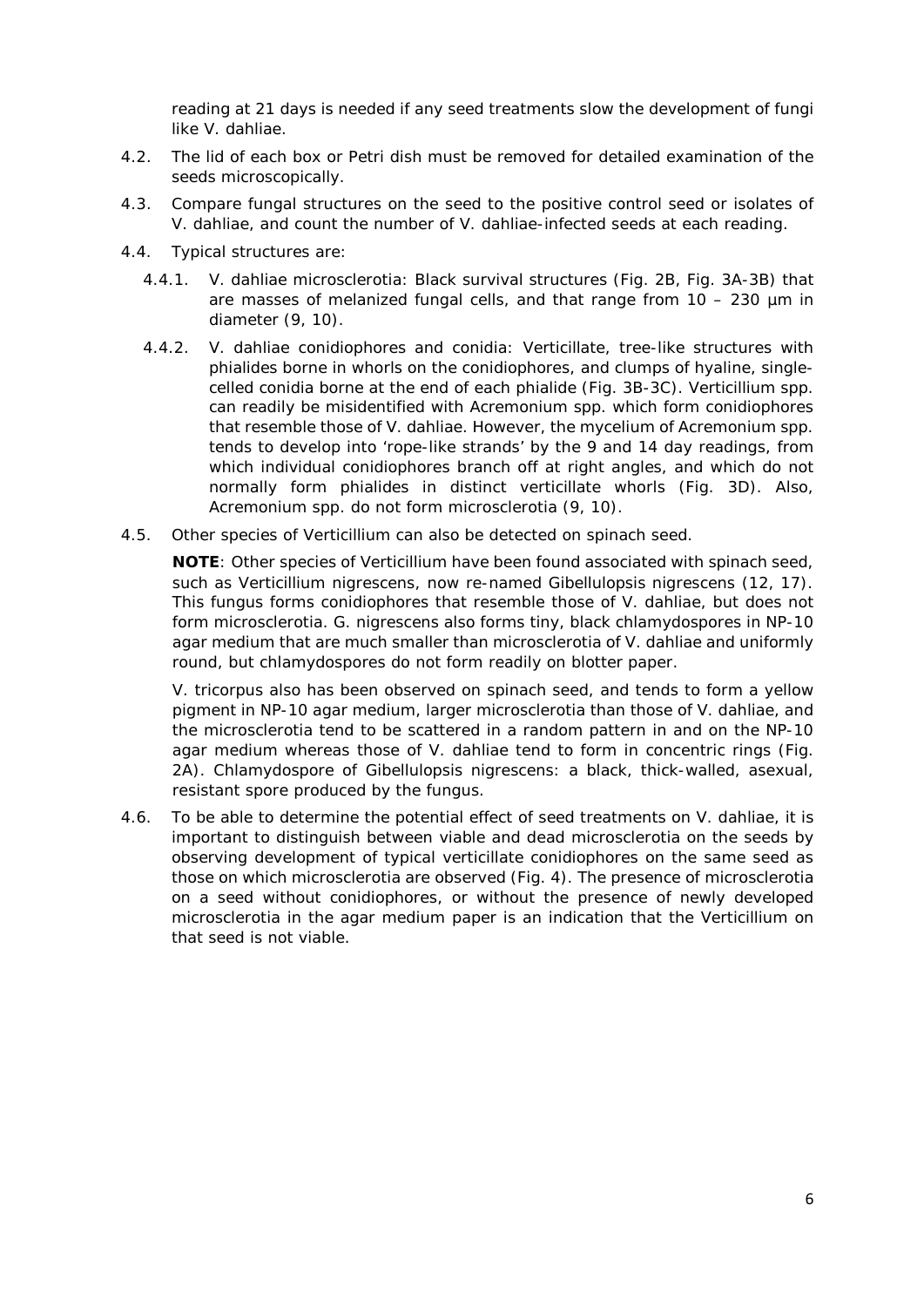reading at 21 days is needed if any seed treatments slow the development of fungi like V. dahliae.

4.2. The lid of each box or Petri dish must be removed for detailed examination of the seeds microscopically.

4.3. Compare fungal structures on the seed to the positive control seed or isolates of V. dahliae, and count the number of V. dahliae-infected seeds at each reading.

4.4. Typical structures are:

4.4.1. V. dahliae microsclerotia: Black survival structures (Fig. 2B, Fig. 3A-3B) that are masses of melanized fungal cells, and that range from 10 – 230 µm in diameter (9, 10).

4.4.2. V. dahliae conidiophores and conidia: Verticillate, tree-like structures with phialides borne in whorls on the conidiophores, and clumps of hyaline, single-celled conidia borne at the end of each phialide (Fig. 3B-3C). Verticillium spp. can readily be misidentified with Acremonium spp. which form conidiophores that resemble those of V. dahliae. However, the mycelium of Acremonium spp. tends to develop into 'rope-like strands' by the 9 and 14 day readings, from which individual conidiophores branch off at right angles, and which do not normally form phialides in distinct verticillate whorls (Fig. 3D). Also, Acremonium spp. do not form microsclerotia (9, 10).

4.5. Other species of Verticillium can also be detected on spinach seed.

**NOTE**: Other species of Verticillium have been found associated with spinach seed, such as Verticillium nigrescens, now re-named Gibellulopsis nigrescens (12, 17). This fungus forms conidiophores that resemble those of V. dahliae, but does not form microsclerotia. G. nigrescens also forms tiny, black chlamydospores in NP-10 agar medium that are much smaller than microsclerotia of V. dahliae and uniformly round, but chlamydospores do not form readily on blotter paper.

V. tricorpus also has been observed on spinach seed, and tends to form a yellow pigment in NP-10 agar medium, larger microsclerotia than those of V. dahliae, and the microsclerotia tend to be scattered in a random pattern in and on the NP-10 agar medium whereas those of V. dahliae tend to form in concentric rings (Fig. 2A). Chlamydospore of Gibellulopsis nigrescens: a black, thick-walled, asexual, resistant spore produced by the fungus.

4.6. To be able to determine the potential effect of seed treatments on V. dahliae, it is important to distinguish between viable and dead microsclerotia on the seeds by observing development of typical verticillate conidiophores on the same seed as those on which microsclerotia are observed (Fig. 4). The presence of microsclerotia on a seed without conidiophores, or without the presence of newly developed microsclerotia in the agar medium paper is an indication that the Verticillium on that seed is not viable.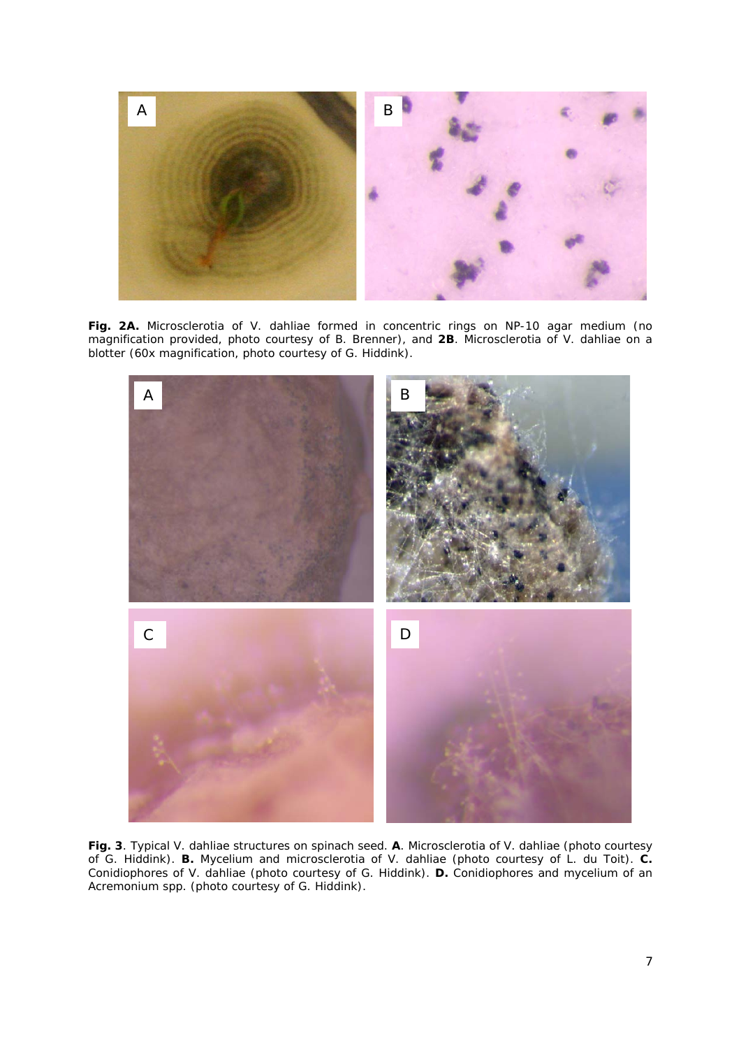**Fig. 2A.** Microsclerotia of V. dahliae formed in concentric rings on NP-10 agar medium (no magnification provided, photo courtesy of B. Brenner), and **2B**. Microsclerotia of V. dahliae on a blotter (60x magnification, photo courtesy of G. Hiddink).

**Fig. 3**. Typical V. dahliae structures on spinach seed. **A**. Microsclerotia of V. dahliae (photo courtesy of G. Hiddink). **B.** Mycelium and microsclerotia of V. dahliae (photo courtesy of L. du Toit). **C.** Conidiophores of V. dahliae (photo courtesy of G. Hiddink). **D.** Conidiophores and mycelium of an Acremonium spp. (photo courtesy of G. Hiddink).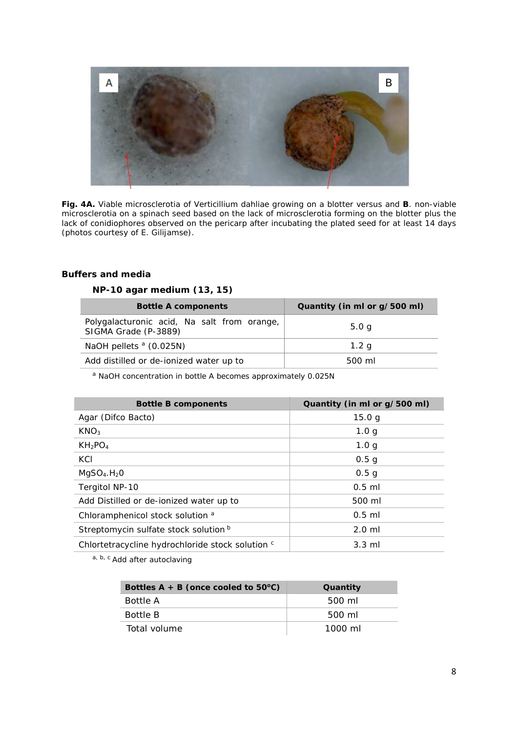**Fig. 4A.** Viable microsclerotia of Verticillium dahliae growing on a blotter versus and **B**. non-viable microsclerotia on a spinach seed based on the lack of microsclerotia forming on the blotter plus the lack of conidiophores observed on the pericarp after incubating the plated seed for at least 14 days (photos courtesy of E. Gilijamse).

## Buffers and media

### NP-10 agar medium (13, 15)

| Bottle A components | Quantity (in ml or g/500 ml) |
| --- | --- |
| Polygalacturonic acid, Na salt from orange, SIGMA Grade (P-3889) | 5.0 g |
| NaOH pellets [a] (0.025N) | 1.2 g |
| Add distilled or de-ionized water up to | 500 ml |

[a] NaOH concentration in bottle A becomes approximately 0.025N

| Bottle B components | Quantity (in ml or g/500 ml) |
| --- | --- |
| Agar (Difco Bacto) | 15.0 g |
| $KNO_3$ | 1.0 g |
| $KH_2PO_4$ | 1.0 g |
| KCl | 0.5 g |
| $MgSO_4.H_2O$ | 0.5 g |
| Tergitol NP-10 | 0.5 ml |
| Add Distilled or de-ionized water up to | 500 ml |
| Chloramphenicol stock solution [a] | 0.5 ml |
| Streptomycin sulfate stock solution [b] | 2.0 ml |
| Chlortetracycline hydrochloride stock solution [c] | 3.3 ml |

[a, b, c] Add after autoclaving

| Bottles A + B (once cooled to 50ºC) | Quantity |
| --- | --- |
| Bottle A | 500 ml |
| Bottle B | 500 ml |
| Total volume | 1000 ml |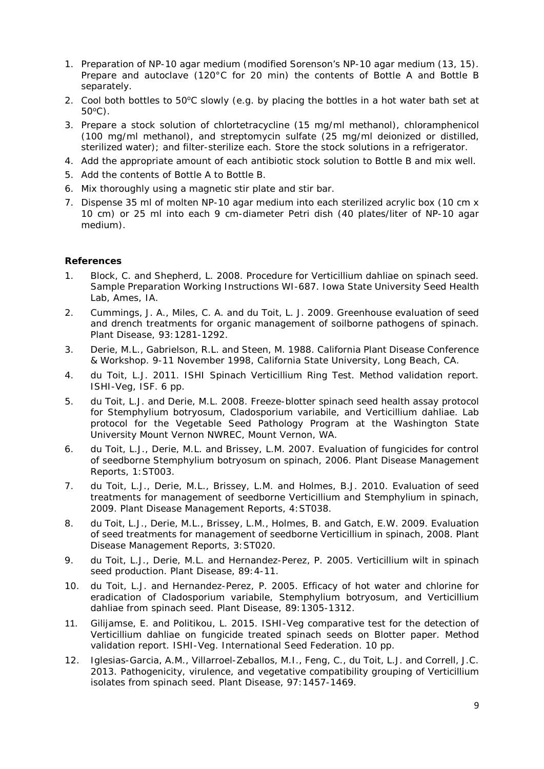1. Preparation of NP-10 agar medium (modified Sorenson's NP-10 agar medium (13, 15). Prepare and autoclave (120°C for 20 min) the contents of Bottle A and Bottle B separately.
2. Cool both bottles to 50°C slowly (e.g. by placing the bottles in a hot water bath set at 50°C).
3. Prepare a stock solution of chlortetracycline (15 mg/ml methanol), chloramphenicol (100 mg/ml methanol), and streptomycin sulfate (25 mg/ml deionized or distilled, sterilized water); and filter-sterilize each. Store the stock solutions in a refrigerator.
4. Add the appropriate amount of each antibiotic stock solution to Bottle B and mix well.
5. Add the contents of Bottle A to Bottle B.
6. Mix thoroughly using a magnetic stir plate and stir bar.
7. Dispense 35 ml of molten NP-10 agar medium into each sterilized acrylic box (10 cm x 10 cm) or 25 ml into each 9 cm-diameter Petri dish (40 plates/liter of NP-10 agar medium).

**References**

1. Block, C. and Shepherd, L. 2008. Procedure for Verticillium dahliae on spinach seed. Sample Preparation Working Instructions WI-687. Iowa State University Seed Health Lab, Ames, IA.
2. Cummings, J. A., Miles, C. A. and du Toit, L. J. 2009. Greenhouse evaluation of seed and drench treatments for organic management of soilborne pathogens of spinach. Plant Disease, 93:1281-1292.
3. Derie, M.L., Gabrielson, R.L. and Steen, M. 1988. California Plant Disease Conference & Workshop. 9-11 November 1998, California State University, Long Beach, CA.
4. du Toit, L.J. 2011. ISHI Spinach Verticillium Ring Test. Method validation report. ISHI-Veg, ISF. 6 pp.
5. du Toit, L.J. and Derie, M.L. 2008. Freeze-blotter spinach seed health assay protocol for Stemphylium botryosum, Cladosporium variabile, and Verticillium dahliae. Lab protocol for the Vegetable Seed Pathology Program at the Washington State University Mount Vernon NWREC, Mount Vernon, WA.
6. du Toit, L.J., Derie, M.L. and Brissey, L.M. 2007. Evaluation of fungicides for control of seedborne Stemphylium botryosum on spinach, 2006. Plant Disease Management Reports, 1:ST003.
7. du Toit, L.J., Derie, M.L., Brissey, L.M. and Holmes, B.J. 2010. Evaluation of seed treatments for management of seedborne Verticillium and Stemphylium in spinach, 2009. Plant Disease Management Reports, 4:ST038.
8. du Toit, L.J., Derie, M.L., Brissey, L.M., Holmes, B. and Gatch, E.W. 2009. Evaluation of seed treatments for management of seedborne Verticillium in spinach, 2008. Plant Disease Management Reports, 3:ST020.
9. du Toit, L.J., Derie, M.L. and Hernandez-Perez, P. 2005. Verticillium wilt in spinach seed production. Plant Disease, 89:4-11.
10. du Toit, L.J. and Hernandez-Perez, P. 2005. Efficacy of hot water and chlorine for eradication of Cladosporium variabile, Stemphylium botryosum, and Verticillium dahliae from spinach seed. Plant Disease, 89:1305-1312.
11. Gilijamse, E. and Politikou, L. 2015. ISHI-Veg comparative test for the detection of Verticillium dahliae on fungicide treated spinach seeds on Blotter paper. Method validation report. ISHI-Veg. International Seed Federation. 10 pp.
12. Iglesias-Garcia, A.M., Villarroel-Zeballos, M.I., Feng, C., du Toit, L.J. and Correll, J.C. 2013. Pathogenicity, virulence, and vegetative compatibility grouping of Verticillium isolates from spinach seed. Plant Disease, 97:1457-1469.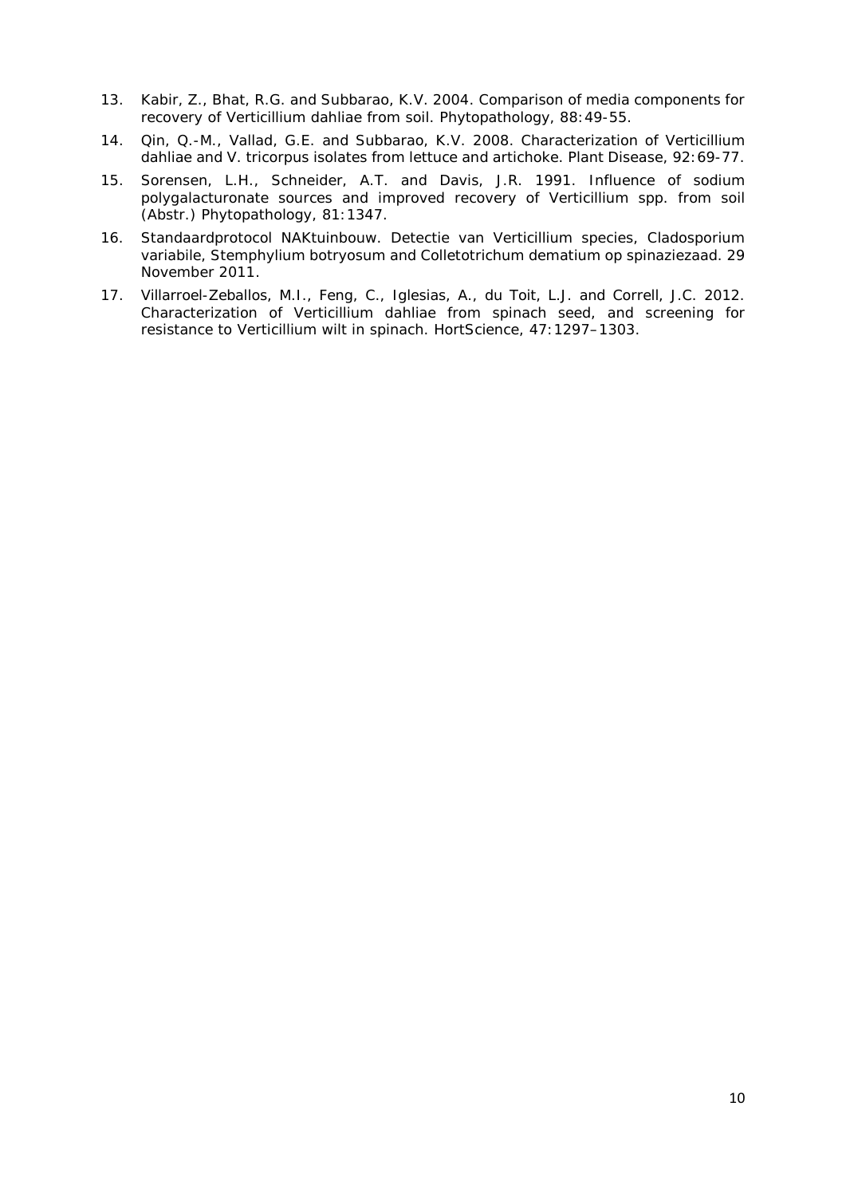13. Kabir, Z., Bhat, R.G. and Subbarao, K.V. 2004. Comparison of media components for recovery of Verticillium dahliae from soil. Phytopathology, 88:49-55.
14. Qin, Q.-M., Vallad, G.E. and Subbarao, K.V. 2008. Characterization of Verticillium dahliae and V. tricorpus isolates from lettuce and artichoke. Plant Disease, 92:69-77.
15. Sorensen, L.H., Schneider, A.T. and Davis, J.R. 1991. Influence of sodium polygalacturonate sources and improved recovery of Verticillium spp. from soil (Abstr.) Phytopathology, 81:1347.
16. Standaardprotocol NAKtuinbouw. Detectie van Verticillium species, Cladosporium variabile, Stemphylium botryosum and Colletotrichum dematium op spinaziezaad. 29 November 2011.
17. Villarroel-Zeballos, M.I., Feng, C., Iglesias, A., du Toit, L.J. and Correll, J.C. 2012. Characterization of Verticillium dahliae from spinach seed, and screening for resistance to Verticillium wilt in spinach. HortScience, 47:1297–1303.